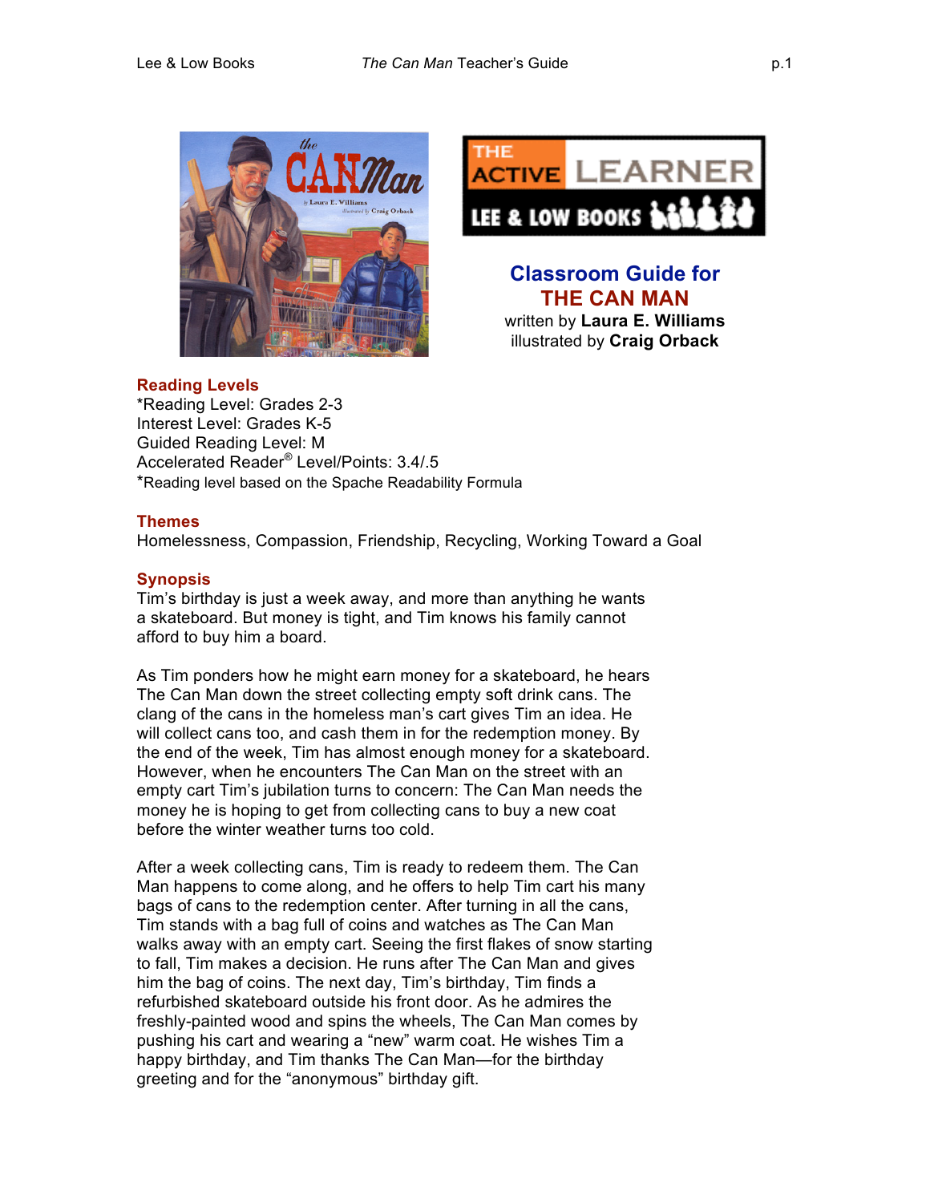# Classroom Guide for THE CAN MAN

written by **Laura E. Williams**
illustrated by **Craig Orback**

## Reading Levels

*Reading Level: Grades 2-3
Interest Level: Grades K-5
Guided Reading Level: M
Accelerated Reader® Level/Points: 3.4/.5
*Reading level based on the Spache Readability Formula

## Themes

Homelessness, Compassion, Friendship, Recycling, Working Toward a Goal

## Synopsis

Tim's birthday is just a week away, and more than anything he wants a skateboard. But money is tight, and Tim knows his family cannot afford to buy him a board.

As Tim ponders how he might earn money for a skateboard, he hears The Can Man down the street collecting empty soft drink cans. The clang of the cans in the homeless man's cart gives Tim an idea. He will collect cans too, and cash them in for the redemption money. By the end of the week, Tim has almost enough money for a skateboard. However, when he encounters The Can Man on the street with an empty cart Tim's jubilation turns to concern: The Can Man needs the money he is hoping to get from collecting cans to buy a new coat before the winter weather turns too cold.

After a week collecting cans, Tim is ready to redeem them. The Can Man happens to come along, and he offers to help Tim cart his many bags of cans to the redemption center. After turning in all the cans, Tim stands with a bag full of coins and watches as The Can Man walks away with an empty cart. Seeing the first flakes of snow starting to fall, Tim makes a decision. He runs after The Can Man and gives him the bag of coins. The next day, Tim's birthday, Tim finds a refurbished skateboard outside his front door. As he admires the freshly-painted wood and spins the wheels, The Can Man comes by pushing his cart and wearing a "new" warm coat. He wishes Tim a happy birthday, and Tim thanks The Can Man—for the birthday greeting and for the "anonymous" birthday gift.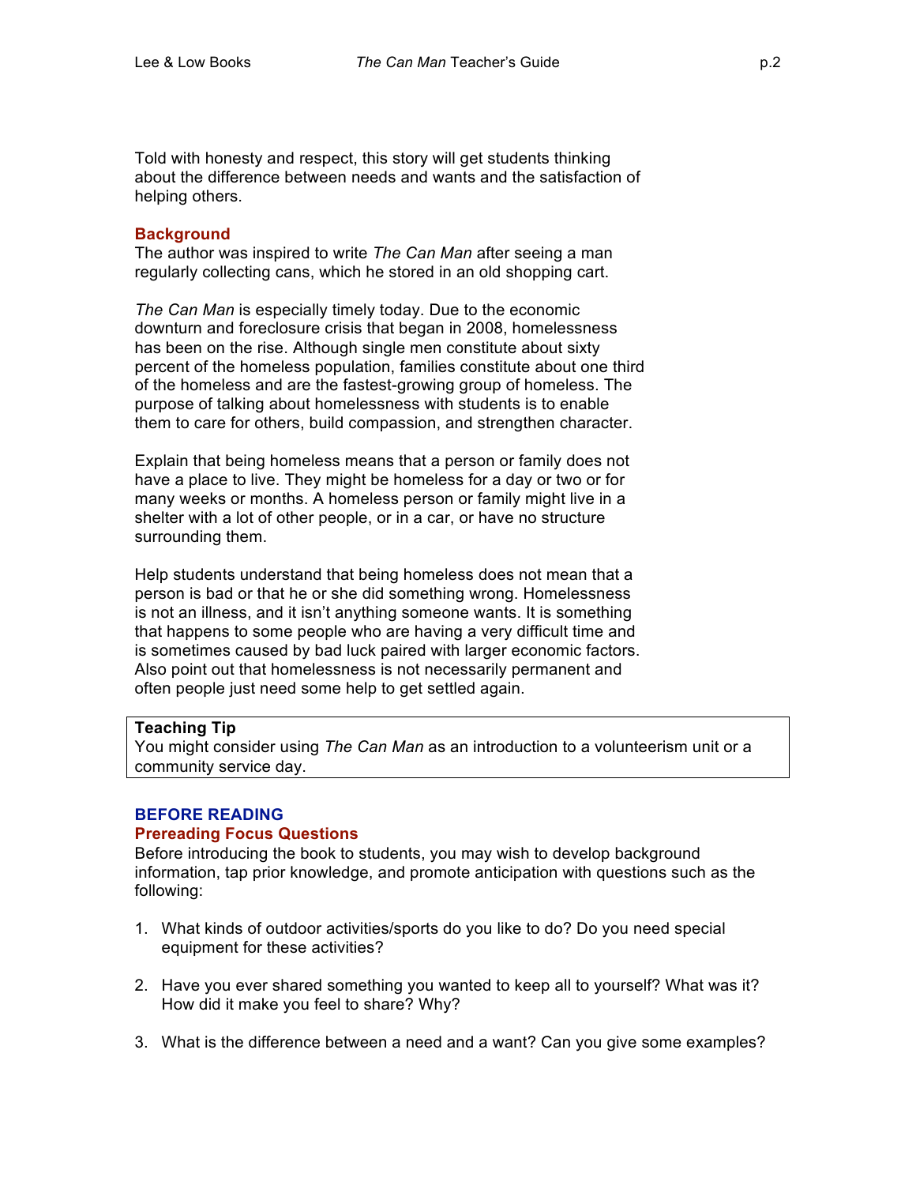Told with honesty and respect, this story will get students thinking about the difference between needs and wants and the satisfaction of helping others.

## Background

The author was inspired to write *The Can Man* after seeing a man regularly collecting cans, which he stored in an old shopping cart.

*The Can Man* is especially timely today. Due to the economic downturn and foreclosure crisis that began in 2008, homelessness has been on the rise. Although single men constitute about sixty percent of the homeless population, families constitute about one third of the homeless and are the fastest-growing group of homeless. The purpose of talking about homelessness with students is to enable them to care for others, build compassion, and strengthen character.

Explain that being homeless means that a person or family does not have a place to live. They might be homeless for a day or two or for many weeks or months. A homeless person or family might live in a shelter with a lot of other people, or in a car, or have no structure surrounding them.

Help students understand that being homeless does not mean that a person is bad or that he or she did something wrong. Homelessness is not an illness, and it isn't anything someone wants. It is something that happens to some people who are having a very difficult time and is sometimes caused by bad luck paired with larger economic factors. Also point out that homelessness is not necessarily permanent and often people just need some help to get settled again.

**Teaching Tip**
You might consider using *The Can Man* as an introduction to a volunteerism unit or a community service day.

# BEFORE READING

## Prereading Focus Questions

Before introducing the book to students, you may wish to develop background information, tap prior knowledge, and promote anticipation with questions such as the following:

1. What kinds of outdoor activities/sports do you like to do? Do you need special equipment for these activities?
2. Have you ever shared something you wanted to keep all to yourself? What was it? How did it make you feel to share? Why?
3. What is the difference between a need and a want? Can you give some examples?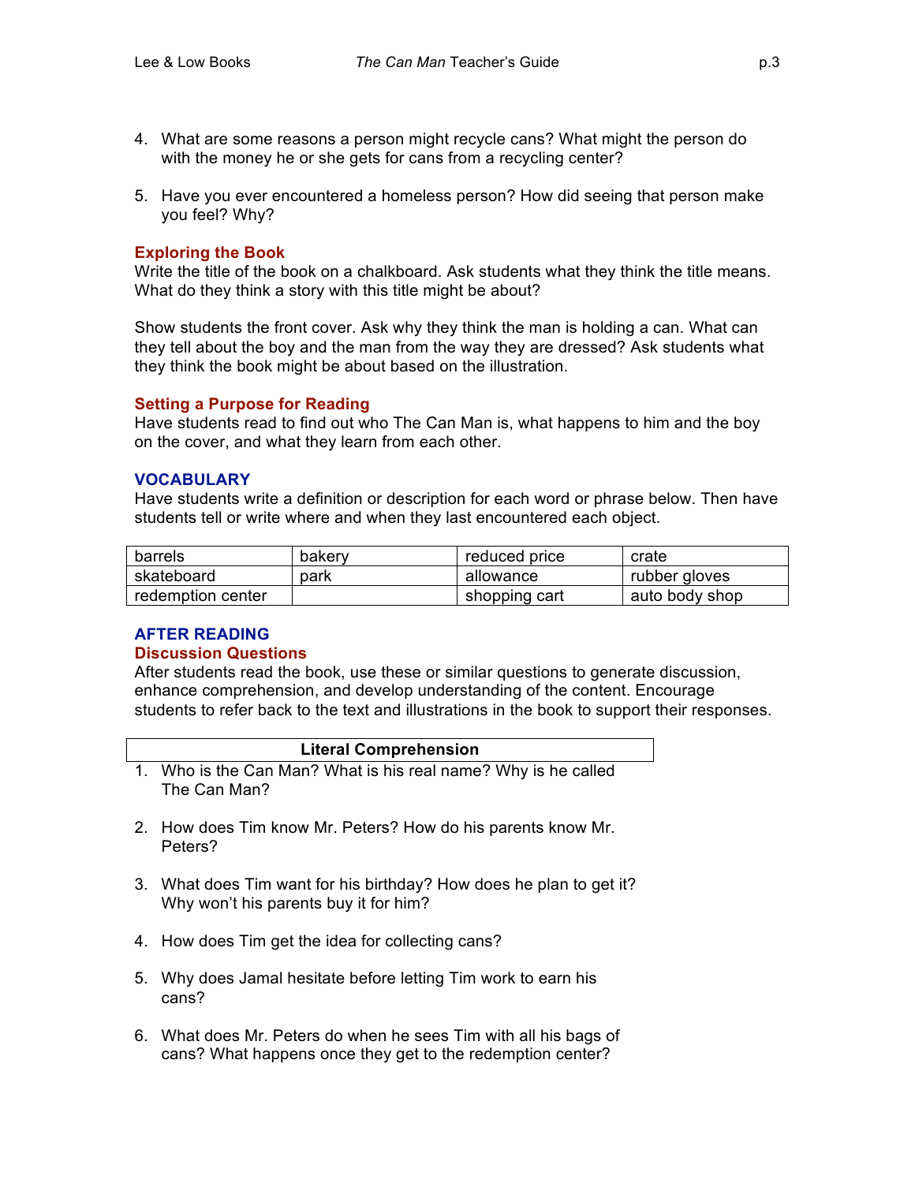4. What are some reasons a person might recycle cans? What might the person do with the money he or she gets for cans from a recycling center?

5. Have you ever encountered a homeless person? How did seeing that person make you feel? Why?

### Exploring the Book

Write the title of the book on a chalkboard. Ask students what they think the title means. What do they think a story with this title might be about?

Show students the front cover. Ask why they think the man is holding a can. What can they tell about the boy and the man from the way they are dressed? Ask students what they think the book might be about based on the illustration.

### Setting a Purpose for Reading

Have students read to find out who The Can Man is, what happens to him and the boy on the cover, and what they learn from each other.

## VOCABULARY

Have students write a definition or description for each word or phrase below. Then have students tell or write where and when they last encountered each object.

| | | | |
|---|---|---|---|
| barrels | bakery | reduced price | crate |
| skateboard | park | allowance | rubber gloves |
| redemption center | | shopping cart | auto body shop |

## AFTER READING

### Discussion Questions

After students read the book, use these or similar questions to generate discussion, enhance comprehension, and develop understanding of the content. Encourage students to refer back to the text and illustrations in the book to support their responses.

**Literal Comprehension**

1. Who is the Can Man? What is his real name? Why is he called The Can Man?

2. How does Tim know Mr. Peters? How do his parents know Mr. Peters?

3. What does Tim want for his birthday? How does he plan to get it? Why won't his parents buy it for him?

4. How does Tim get the idea for collecting cans?

5. Why does Jamal hesitate before letting Tim work to earn his cans?

6. What does Mr. Peters do when he sees Tim with all his bags of cans? What happens once they get to the redemption center?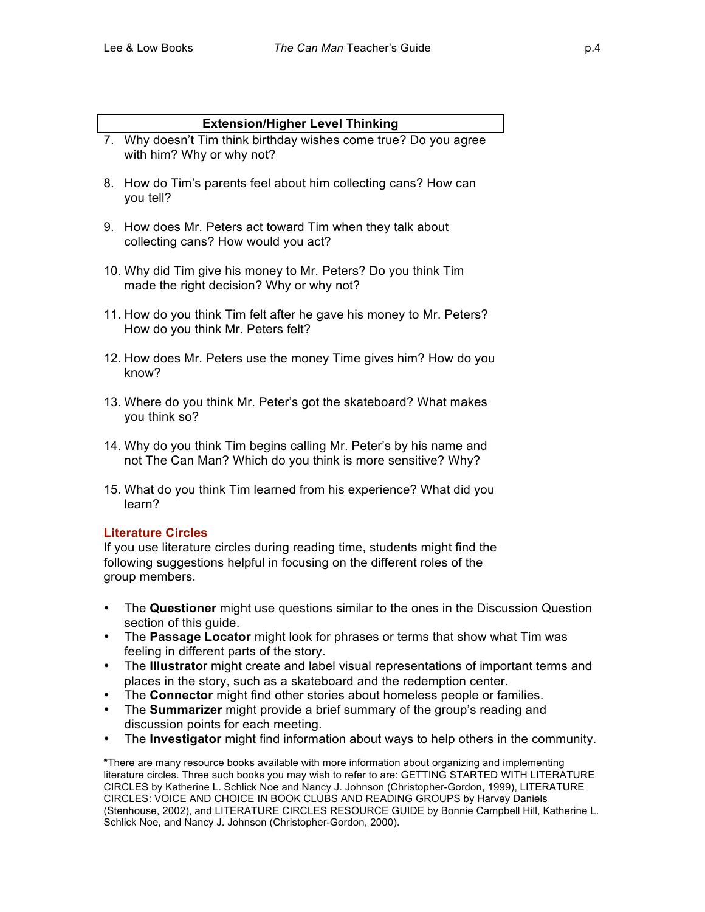### Extension/Higher Level Thinking

7. Why doesn't Tim think birthday wishes come true? Do you agree with him? Why or why not?

8. How do Tim's parents feel about him collecting cans? How can you tell?

9. How does Mr. Peters act toward Tim when they talk about collecting cans? How would you act?

10. Why did Tim give his money to Mr. Peters? Do you think Tim made the right decision? Why or why not?

11. How do you think Tim felt after he gave his money to Mr. Peters? How do you think Mr. Peters felt?

12. How does Mr. Peters use the money Time gives him? How do you know?

13. Where do you think Mr. Peter's got the skateboard? What makes you think so?

14. Why do you think Tim begins calling Mr. Peter's by his name and not The Can Man? Which do you think is more sensitive? Why?

15. What do you think Tim learned from his experience? What did you learn?

## Literature Circles

If you use literature circles during reading time, students might find the following suggestions helpful in focusing on the different roles of the group members.

- The **Questioner** might use questions similar to the ones in the Discussion Question section of this guide.
- The **Passage Locator** might look for phrases or terms that show what Tim was feeling in different parts of the story.
- The **Illustrator** might create and label visual representations of important terms and places in the story, such as a skateboard and the redemption center.
- The **Connector** might find other stories about homeless people or families.
- The **Summarizer** might provide a brief summary of the group's reading and discussion points for each meeting.
- The **Investigator** might find information about ways to help others in the community.

*There are many resource books available with more information about organizing and implementing literature circles. Three such books you may wish to refer to are: GETTING STARTED WITH LITERATURE CIRCLES by Katherine L. Schlick Noe and Nancy J. Johnson (Christopher-Gordon, 1999), LITERATURE CIRCLES: VOICE AND CHOICE IN BOOK CLUBS AND READING GROUPS by Harvey Daniels (Stenhouse, 2002), and LITERATURE CIRCLES RESOURCE GUIDE by Bonnie Campbell Hill, Katherine L. Schlick Noe, and Nancy J. Johnson (Christopher-Gordon, 2000).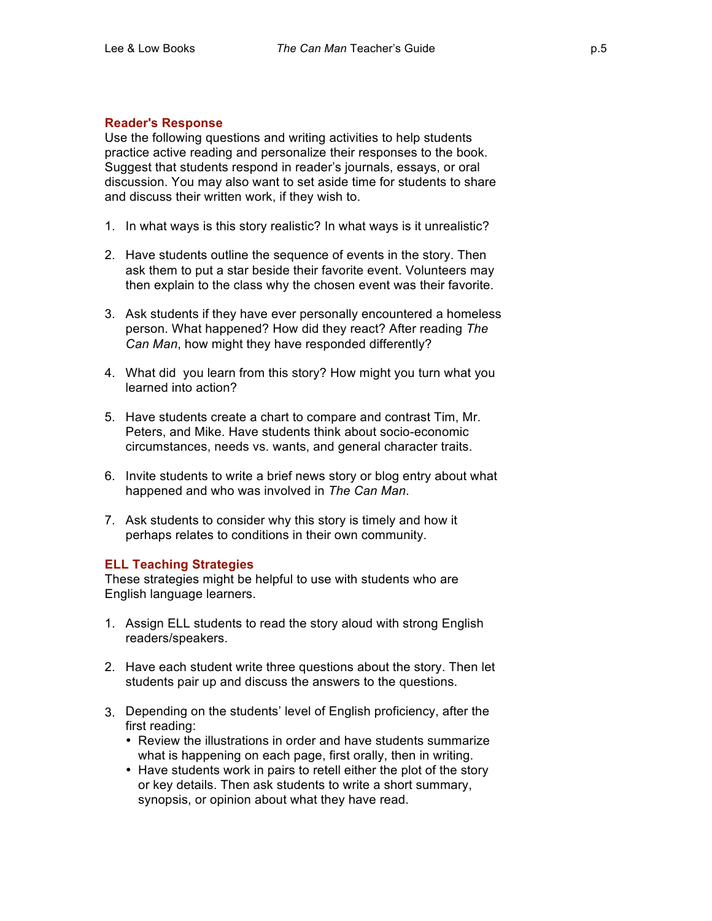## Reader's Response

Use the following questions and writing activities to help students practice active reading and personalize their responses to the book. Suggest that students respond in reader's journals, essays, or oral discussion. You may also want to set aside time for students to share and discuss their written work, if they wish to.

1. In what ways is this story realistic? In what ways is it unrealistic?

2. Have students outline the sequence of events in the story. Then ask them to put a star beside their favorite event. Volunteers may then explain to the class why the chosen event was their favorite.

3. Ask students if they have ever personally encountered a homeless person. What happened? How did they react? After reading *The Can Man*, how might they have responded differently?

4. What did you learn from this story? How might you turn what you learned into action?

5. Have students create a chart to compare and contrast Tim, Mr. Peters, and Mike. Have students think about socio-economic circumstances, needs vs. wants, and general character traits.

6. Invite students to write a brief news story or blog entry about what happened and who was involved in *The Can Man*.

7. Ask students to consider why this story is timely and how it perhaps relates to conditions in their own community.

## ELL Teaching Strategies

These strategies might be helpful to use with students who are English language learners.

1. Assign ELL students to read the story aloud with strong English readers/speakers.

2. Have each student write three questions about the story. Then let students pair up and discuss the answers to the questions.

3. Depending on the students' level of English proficiency, after the first reading:
   - Review the illustrations in order and have students summarize what is happening on each page, first orally, then in writing.
   - Have students work in pairs to retell either the plot of the story or key details. Then ask students to write a short summary, synopsis, or opinion about what they have read.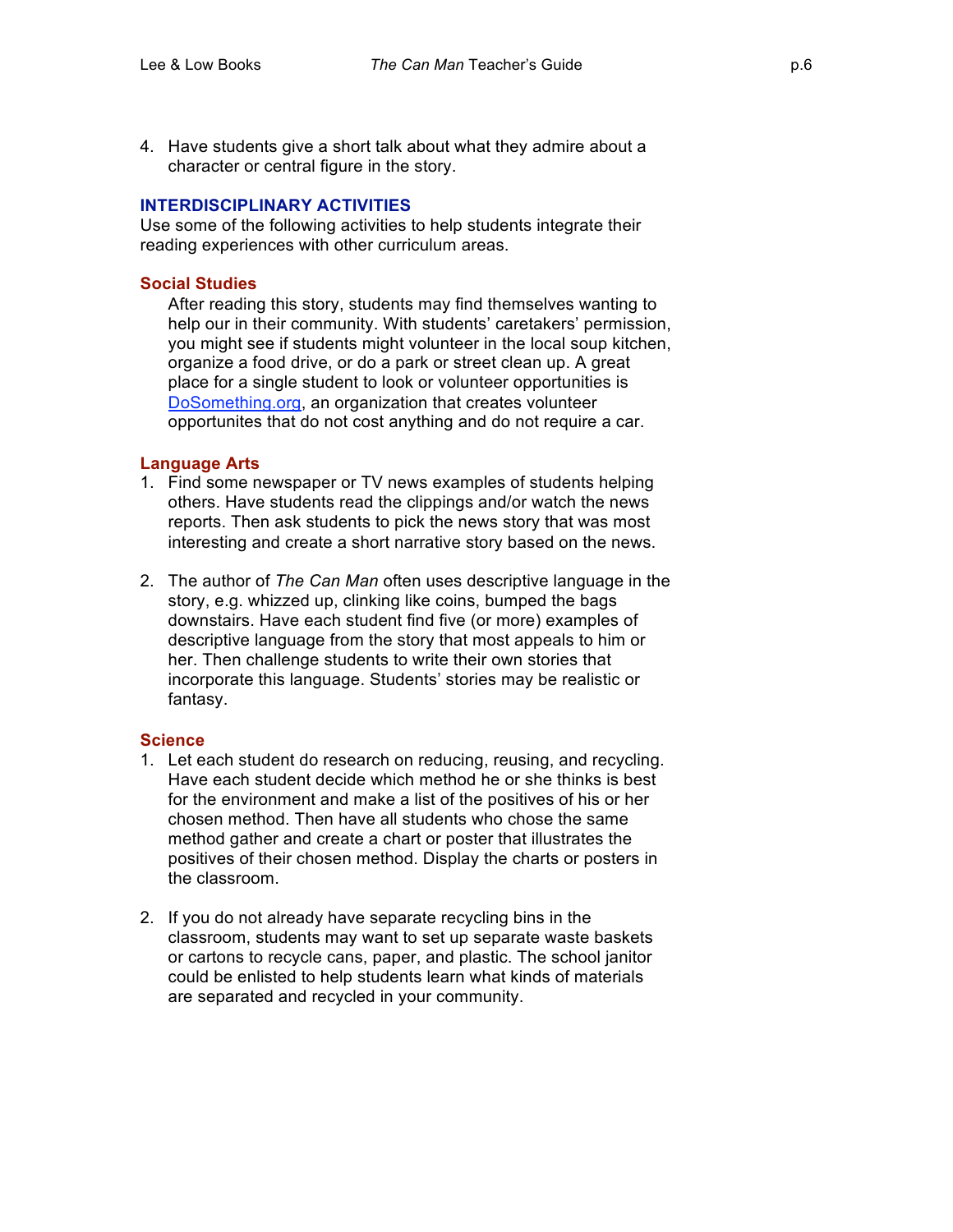4. Have students give a short talk about what they admire about a character or central figure in the story.

## INTERDISCIPLINARY ACTIVITIES

Use some of the following activities to help students integrate their reading experiences with other curriculum areas.

### Social Studies

After reading this story, students may find themselves wanting to help our in their community. With students' caretakers' permission, you might see if students might volunteer in the local soup kitchen, organize a food drive, or do a park or street clean up. A great place for a single student to look or volunteer opportunities is DoSomething.org, an organization that creates volunteer opportunites that do not cost anything and do not require a car.

### Language Arts

1. Find some newspaper or TV news examples of students helping others. Have students read the clippings and/or watch the news reports. Then ask students to pick the news story that was most interesting and create a short narrative story based on the news.

2. The author of *The Can Man* often uses descriptive language in the story, e.g. whizzed up, clinking like coins, bumped the bags downstairs. Have each student find five (or more) examples of descriptive language from the story that most appeals to him or her. Then challenge students to write their own stories that incorporate this language. Students' stories may be realistic or fantasy.

### Science

1. Let each student do research on reducing, reusing, and recycling. Have each student decide which method he or she thinks is best for the environment and make a list of the positives of his or her chosen method. Then have all students who chose the same method gather and create a chart or poster that illustrates the positives of their chosen method. Display the charts or posters in the classroom.

2. If you do not already have separate recycling bins in the classroom, students may want to set up separate waste baskets or cartons to recycle cans, paper, and plastic. The school janitor could be enlisted to help students learn what kinds of materials are separated and recycled in your community.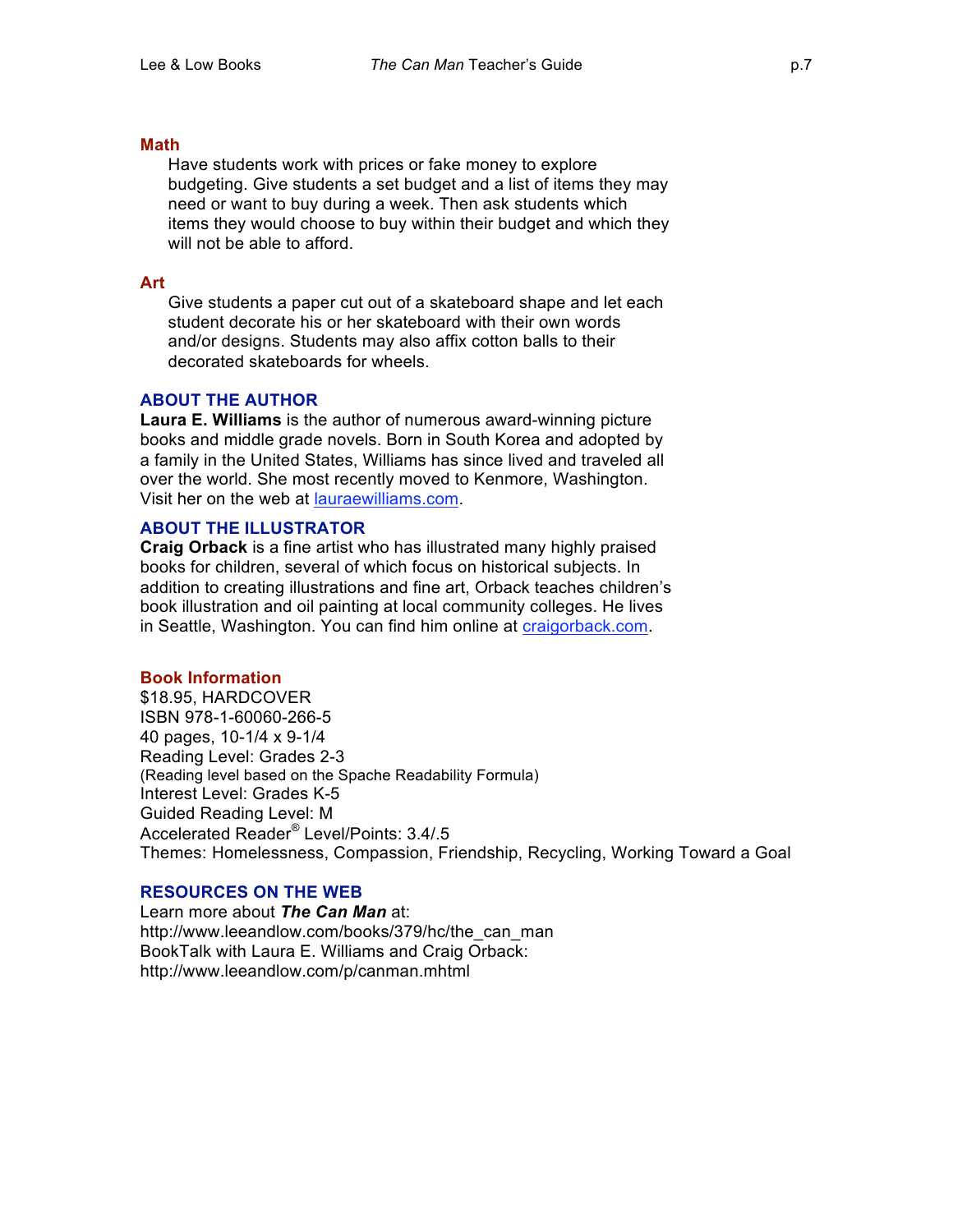### Math

Have students work with prices or fake money to explore budgeting. Give students a set budget and a list of items they may need or want to buy during a week. Then ask students which items they would choose to buy within their budget and which they will not be able to afford.

### Art

Give students a paper cut out of a skateboard shape and let each student decorate his or her skateboard with their own words and/or designs. Students may also affix cotton balls to their decorated skateboards for wheels.

## ABOUT THE AUTHOR

**Laura E. Williams** is the author of numerous award-winning picture books and middle grade novels. Born in South Korea and adopted by a family in the United States, Williams has since lived and traveled all over the world. She most recently moved to Kenmore, Washington. Visit her on the web at lauraewilliams.com.

## ABOUT THE ILLUSTRATOR

**Craig Orback** is a fine artist who has illustrated many highly praised books for children, several of which focus on historical subjects. In addition to creating illustrations and fine art, Orback teaches children's book illustration and oil painting at local community colleges. He lives in Seattle, Washington. You can find him online at craigorback.com.

### Book Information

$18.95, HARDCOVER
ISBN 978-1-60060-266-5
40 pages, 10-1/4 x 9-1/4
Reading Level: Grades 2-3
(Reading level based on the Spache Readability Formula)
Interest Level: Grades K-5
Guided Reading Level: M
Accelerated Reader® Level/Points: 3.4/.5
Themes: Homelessness, Compassion, Friendship, Recycling, Working Toward a Goal

## RESOURCES ON THE WEB

Learn more about ***The Can Man*** at:
http://www.leeandlow.com/books/379/hc/the_can_man
BookTalk with Laura E. Williams and Craig Orback:
http://www.leeandlow.com/p/canman.mhtml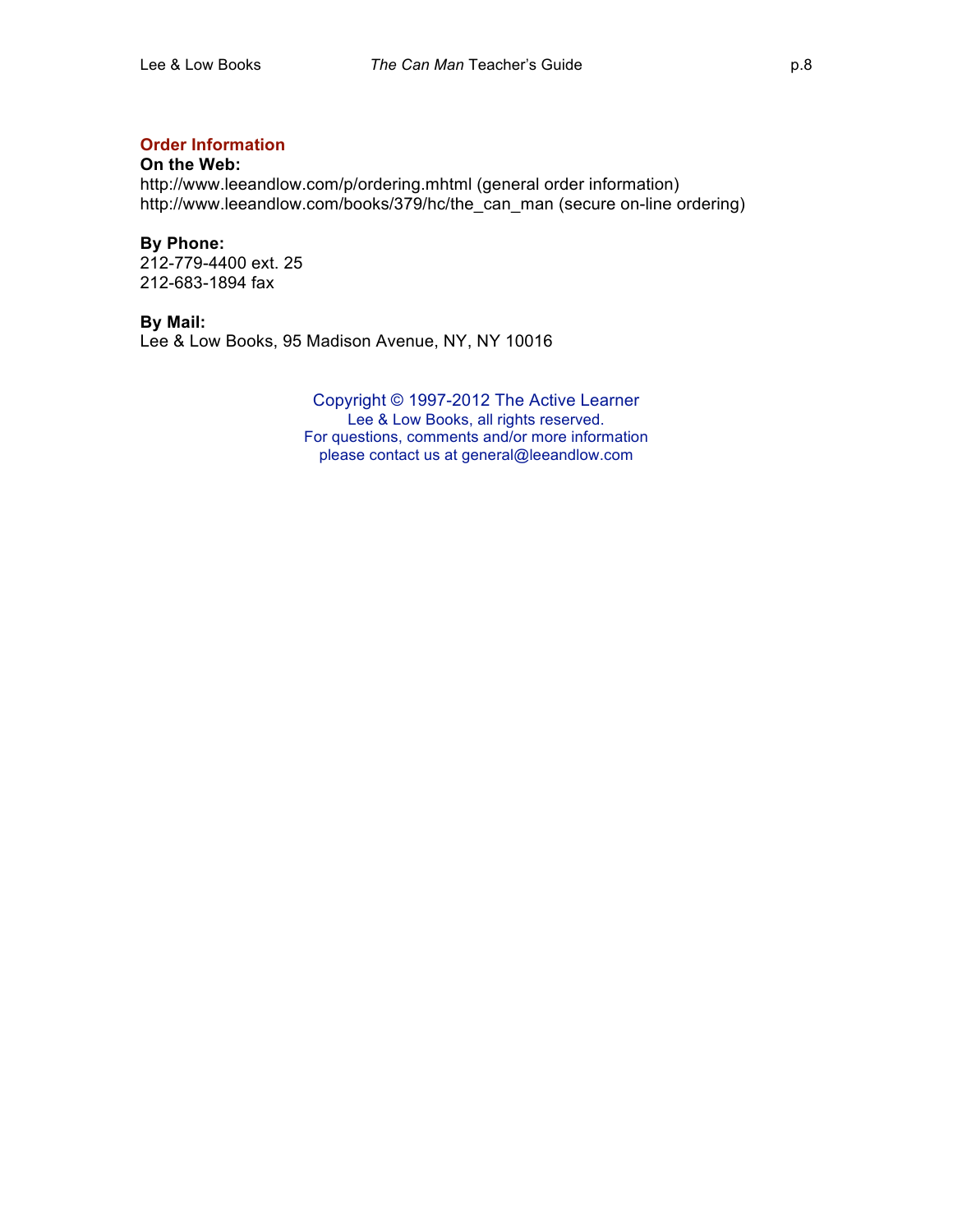## Order Information

**On the Web:**
http://www.leeandlow.com/p/ordering.mhtml (general order information)
http://www.leeandlow.com/books/379/hc/the_can_man (secure on-line ordering)

**By Phone:**
212-779-4400 ext. 25
212-683-1894 fax

**By Mail:**
Lee & Low Books, 95 Madison Avenue, NY, NY 10016

Copyright © 1997-2012 The Active Learner
Lee & Low Books, all rights reserved.
For questions, comments and/or more information
please contact us at general@leeandlow.com